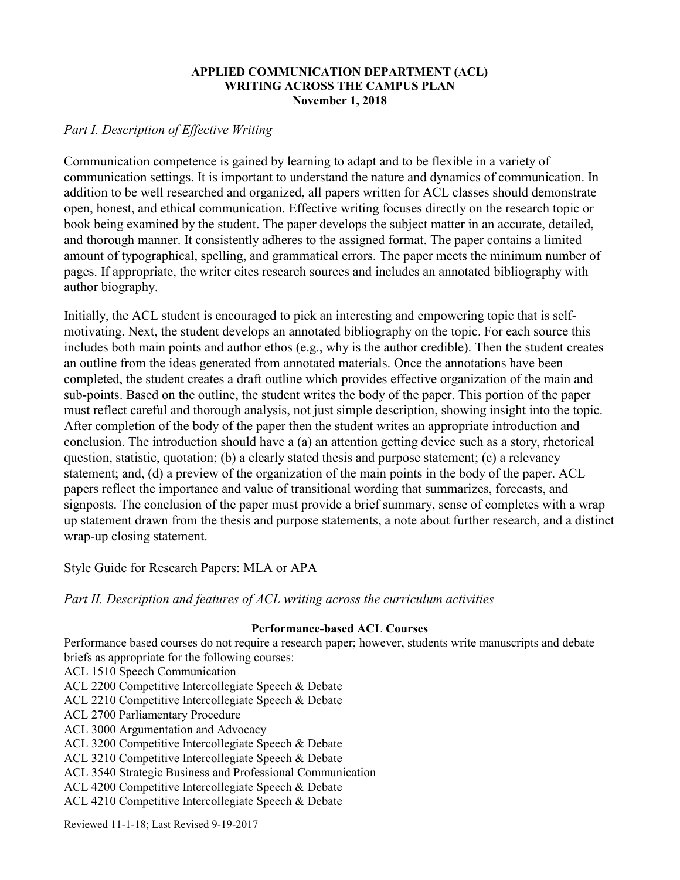**APPLIED COMMUNICATION DEPARTMENT (ACL)**
**WRITING ACROSS THE CAMPUS PLAN**
**November 1, 2018**

*Part I. Description of Effective Writing*

Communication competence is gained by learning to adapt and to be flexible in a variety of communication settings. It is important to understand the nature and dynamics of communication. In addition to be well researched and organized, all papers written for ACL classes should demonstrate open, honest, and ethical communication. Effective writing focuses directly on the research topic or book being examined by the student. The paper develops the subject matter in an accurate, detailed, and thorough manner. It consistently adheres to the assigned format. The paper contains a limited amount of typographical, spelling, and grammatical errors. The paper meets the minimum number of pages. If appropriate, the writer cites research sources and includes an annotated bibliography with author biography.

Initially, the ACL student is encouraged to pick an interesting and empowering topic that is self-motivating. Next, the student develops an annotated bibliography on the topic. For each source this includes both main points and author ethos (e.g., why is the author credible). Then the student creates an outline from the ideas generated from annotated materials. Once the annotations have been completed, the student creates a draft outline which provides effective organization of the main and sub-points. Based on the outline, the student writes the body of the paper. This portion of the paper must reflect careful and thorough analysis, not just simple description, showing insight into the topic. After completion of the body of the paper then the student writes an appropriate introduction and conclusion. The introduction should have a (a) an attention getting device such as a story, rhetorical question, statistic, quotation; (b) a clearly stated thesis and purpose statement; (c) a relevancy statement; and, (d) a preview of the organization of the main points in the body of the paper. ACL papers reflect the importance and value of transitional wording that summarizes, forecasts, and signposts. The conclusion of the paper must provide a brief summary, sense of completes with a wrap up statement drawn from the thesis and purpose statements, a note about further research, and a distinct wrap-up closing statement.

Style Guide for Research Papers: MLA or APA

*Part II. Description and features of ACL writing across the curriculum activities*

**Performance-based ACL Courses**

Performance based courses do not require a research paper; however, students write manuscripts and debate briefs as appropriate for the following courses:

ACL 1510 Speech Communication
ACL 2200 Competitive Intercollegiate Speech & Debate
ACL 2210 Competitive Intercollegiate Speech & Debate
ACL 2700 Parliamentary Procedure
ACL 3000 Argumentation and Advocacy
ACL 3200 Competitive Intercollegiate Speech & Debate
ACL 3210 Competitive Intercollegiate Speech & Debate
ACL 3540 Strategic Business and Professional Communication
ACL 4200 Competitive Intercollegiate Speech & Debate
ACL 4210 Competitive Intercollegiate Speech & Debate

Reviewed 11-1-18; Last Revised 9-19-2017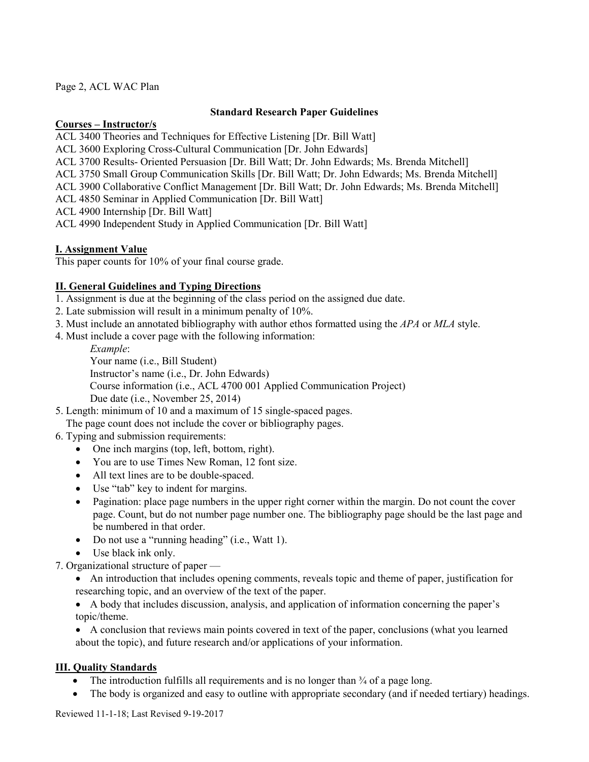## Standard Research Paper Guidelines

**Courses – Instructor/s**

ACL 3400 Theories and Techniques for Effective Listening [Dr. Bill Watt]
ACL 3600 Exploring Cross-Cultural Communication [Dr. John Edwards]
ACL 3700 Results- Oriented Persuasion [Dr. Bill Watt; Dr. John Edwards; Ms. Brenda Mitchell]
ACL 3750 Small Group Communication Skills [Dr. Bill Watt; Dr. John Edwards; Ms. Brenda Mitchell]
ACL 3900 Collaborative Conflict Management [Dr. Bill Watt; Dr. John Edwards; Ms. Brenda Mitchell]
ACL 4850 Seminar in Applied Communication [Dr. Bill Watt]
ACL 4900 Internship [Dr. Bill Watt]
ACL 4990 Independent Study in Applied Communication [Dr. Bill Watt]

### I. Assignment Value

This paper counts for 10% of your final course grade.

### II. General Guidelines and Typing Directions

1. Assignment is due at the beginning of the class period on the assigned due date.
2. Late submission will result in a minimum penalty of 10%.
3. Must include an annotated bibliography with author ethos formatted using the *APA* or *MLA* style.
4. Must include a cover page with the following information:

   *Example*:
   Your name (i.e., Bill Student)
   Instructor's name (i.e., Dr. John Edwards)
   Course information (i.e., ACL 4700 001 Applied Communication Project)
   Due date (i.e., November 25, 2014)
5. Length: minimum of 10 and a maximum of 15 single-spaced pages.
   The page count does not include the cover or bibliography pages.
6. Typing and submission requirements:
   - One inch margins (top, left, bottom, right).
   - You are to use Times New Roman, 12 font size.
   - All text lines are to be double-spaced.
   - Use "tab" key to indent for margins.
   - Pagination: place page numbers in the upper right corner within the margin. Do not count the cover page. Count, but do not number page number one. The bibliography page should be the last page and be numbered in that order.
   - Do not use a "running heading" (i.e., Watt 1).
   - Use black ink only.
7. Organizational structure of paper —
   - An introduction that includes opening comments, reveals topic and theme of paper, justification for researching topic, and an overview of the text of the paper.
   - A body that includes discussion, analysis, and application of information concerning the paper's topic/theme.
   - A conclusion that reviews main points covered in text of the paper, conclusions (what you learned about the topic), and future research and/or applications of your information.

### III. Quality Standards

- The introduction fulfills all requirements and is no longer than ¾ of a page long.
- The body is organized and easy to outline with appropriate secondary (and if needed tertiary) headings.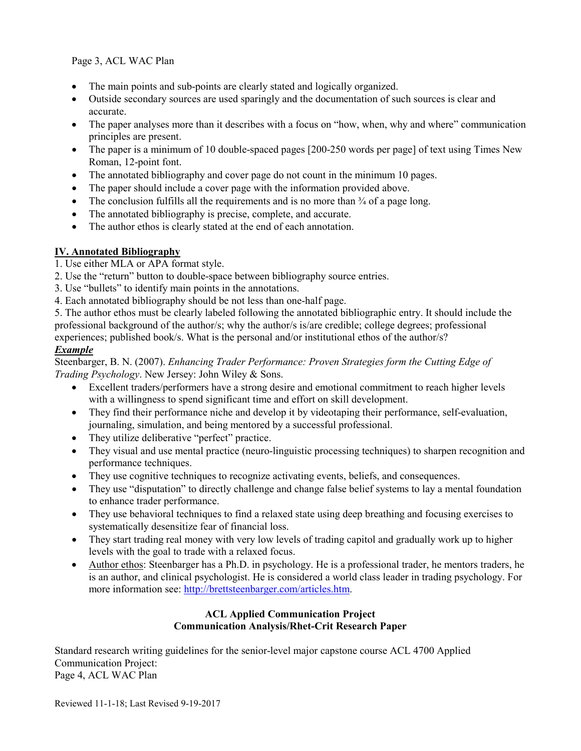- The main points and sub-points are clearly stated and logically organized.
- Outside secondary sources are used sparingly and the documentation of such sources is clear and accurate.
- The paper analyses more than it describes with a focus on "how, when, why and where" communication principles are present.
- The paper is a minimum of 10 double-spaced pages [200-250 words per page] of text using Times New Roman, 12-point font.
- The annotated bibliography and cover page do not count in the minimum 10 pages.
- The paper should include a cover page with the information provided above.
- The conclusion fulfills all the requirements and is no more than ¾ of a page long.
- The annotated bibliography is precise, complete, and accurate.
- The author ethos is clearly stated at the end of each annotation.

## IV. Annotated Bibliography

1. Use either MLA or APA format style.
2. Use the "return" button to double-space between bibliography source entries.
3. Use "bullets" to identify main points in the annotations.
4. Each annotated bibliography should be not less than one-half page.
5. The author ethos must be clearly labeled following the annotated bibliographic entry. It should include the professional background of the author/s; why the author/s is/are credible; college degrees; professional experiences; published book/s. What is the personal and/or institutional ethos of the author/s?

***Example***

Steenbarger, B. N. (2007). *Enhancing Trader Performance: Proven Strategies form the Cutting Edge of Trading Psychology*. New Jersey: John Wiley & Sons.

- Excellent traders/performers have a strong desire and emotional commitment to reach higher levels with a willingness to spend significant time and effort on skill development.
- They find their performance niche and develop it by videotaping their performance, self-evaluation, journaling, simulation, and being mentored by a successful professional.
- They utilize deliberative "perfect" practice.
- They visual and use mental practice (neuro-linguistic processing techniques) to sharpen recognition and performance techniques.
- They use cognitive techniques to recognize activating events, beliefs, and consequences.
- They use "disputation" to directly challenge and change false belief systems to lay a mental foundation to enhance trader performance.
- They use behavioral techniques to find a relaxed state using deep breathing and focusing exercises to systematically desensitize fear of financial loss.
- They start trading real money with very low levels of trading capitol and gradually work up to higher levels with the goal to trade with a relaxed focus.
- Author ethos: Steenbarger has a Ph.D. in psychology. He is a professional trader, he mentors traders, he is an author, and clinical psychologist. He is considered a world class leader in trading psychology. For more information see: http://brettsteenbarger.com/articles.htm.

**ACL Applied Communication Project**
**Communication Analysis/Rhet-Crit Research Paper**

Standard research writing guidelines for the senior-level major capstone course ACL 4700 Applied Communication Project: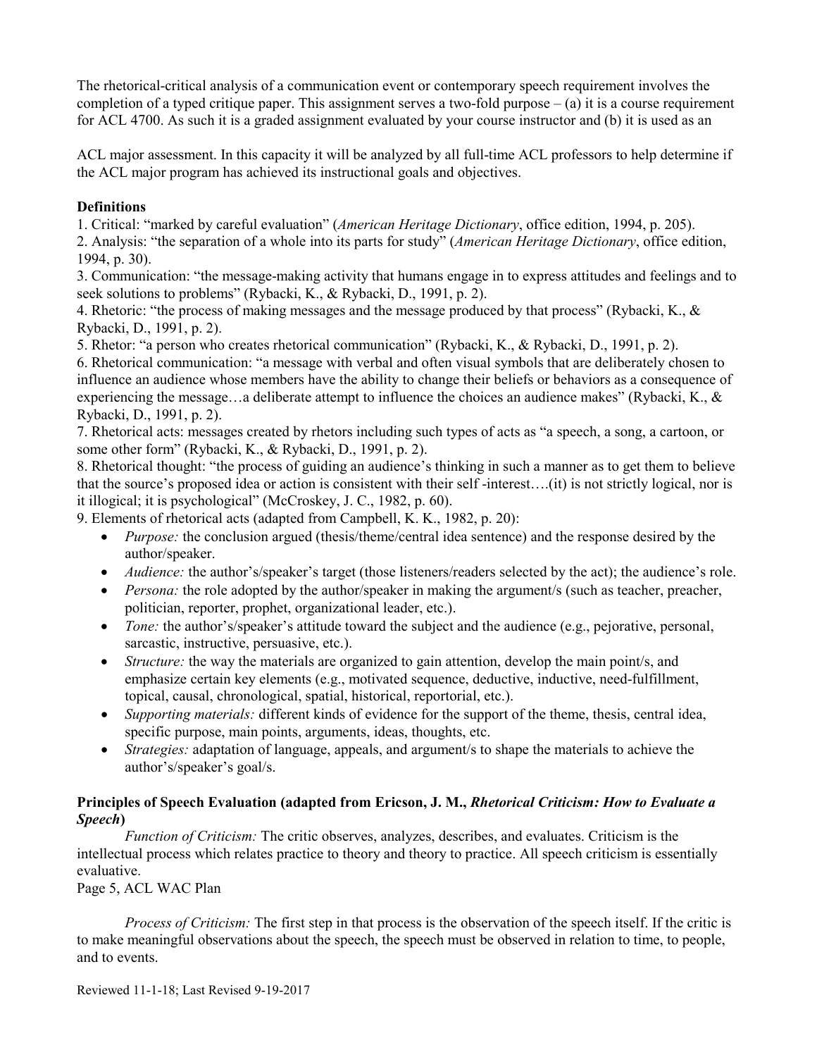The rhetorical-critical analysis of a communication event or contemporary speech requirement involves the completion of a typed critique paper. This assignment serves a two-fold purpose – (a) it is a course requirement for ACL 4700. As such it is a graded assignment evaluated by your course instructor and (b) it is used as an

ACL major assessment. In this capacity it will be analyzed by all full-time ACL professors to help determine if the ACL major program has achieved its instructional goals and objectives.

**Definitions**

1. Critical: "marked by careful evaluation" (*American Heritage Dictionary*, office edition, 1994, p. 205).
2. Analysis: "the separation of a whole into its parts for study" (*American Heritage Dictionary*, office edition, 1994, p. 30).
3. Communication: "the message-making activity that humans engage in to express attitudes and feelings and to seek solutions to problems" (Rybacki, K., & Rybacki, D., 1991, p. 2).
4. Rhetoric: "the process of making messages and the message produced by that process" (Rybacki, K., & Rybacki, D., 1991, p. 2).
5. Rhetor: "a person who creates rhetorical communication" (Rybacki, K., & Rybacki, D., 1991, p. 2).
6. Rhetorical communication: "a message with verbal and often visual symbols that are deliberately chosen to influence an audience whose members have the ability to change their beliefs or behaviors as a consequence of experiencing the message…a deliberate attempt to influence the choices an audience makes" (Rybacki, K., & Rybacki, D., 1991, p. 2).
7. Rhetorical acts: messages created by rhetors including such types of acts as "a speech, a song, a cartoon, or some other form" (Rybacki, K., & Rybacki, D., 1991, p. 2).
8. Rhetorical thought: "the process of guiding an audience's thinking in such a manner as to get them to believe that the source's proposed idea or action is consistent with their self -interest….(it) is not strictly logical, nor is it illogical; it is psychological" (McCroskey, J. C., 1982, p. 60).
9. Elements of rhetorical acts (adapted from Campbell, K. K., 1982, p. 20):
   - *Purpose:* the conclusion argued (thesis/theme/central idea sentence) and the response desired by the author/speaker.
   - *Audience:* the author's/speaker's target (those listeners/readers selected by the act); the audience's role.
   - *Persona:* the role adopted by the author/speaker in making the argument/s (such as teacher, preacher, politician, reporter, prophet, organizational leader, etc.).
   - *Tone:* the author's/speaker's attitude toward the subject and the audience (e.g., pejorative, personal, sarcastic, instructive, persuasive, etc.).
   - *Structure:* the way the materials are organized to gain attention, develop the main point/s, and emphasize certain key elements (e.g., motivated sequence, deductive, inductive, need-fulfillment, topical, causal, chronological, spatial, historical, reportorial, etc.).
   - *Supporting materials:* different kinds of evidence for the support of the theme, thesis, central idea, specific purpose, main points, arguments, ideas, thoughts, etc.
   - *Strategies:* adaptation of language, appeals, and argument/s to shape the materials to achieve the author's/speaker's goal/s.

**Principles of Speech Evaluation (adapted from Ericson, J. M., *Rhetorical Criticism: How to Evaluate a Speech*)**

*Function of Criticism:* The critic observes, analyzes, describes, and evaluates. Criticism is the intellectual process which relates practice to theory and theory to practice. All speech criticism is essentially evaluative.

Page 5, ACL WAC Plan

*Process of Criticism:* The first step in that process is the observation of the speech itself. If the critic is to make meaningful observations about the speech, the speech must be observed in relation to time, to people, and to events.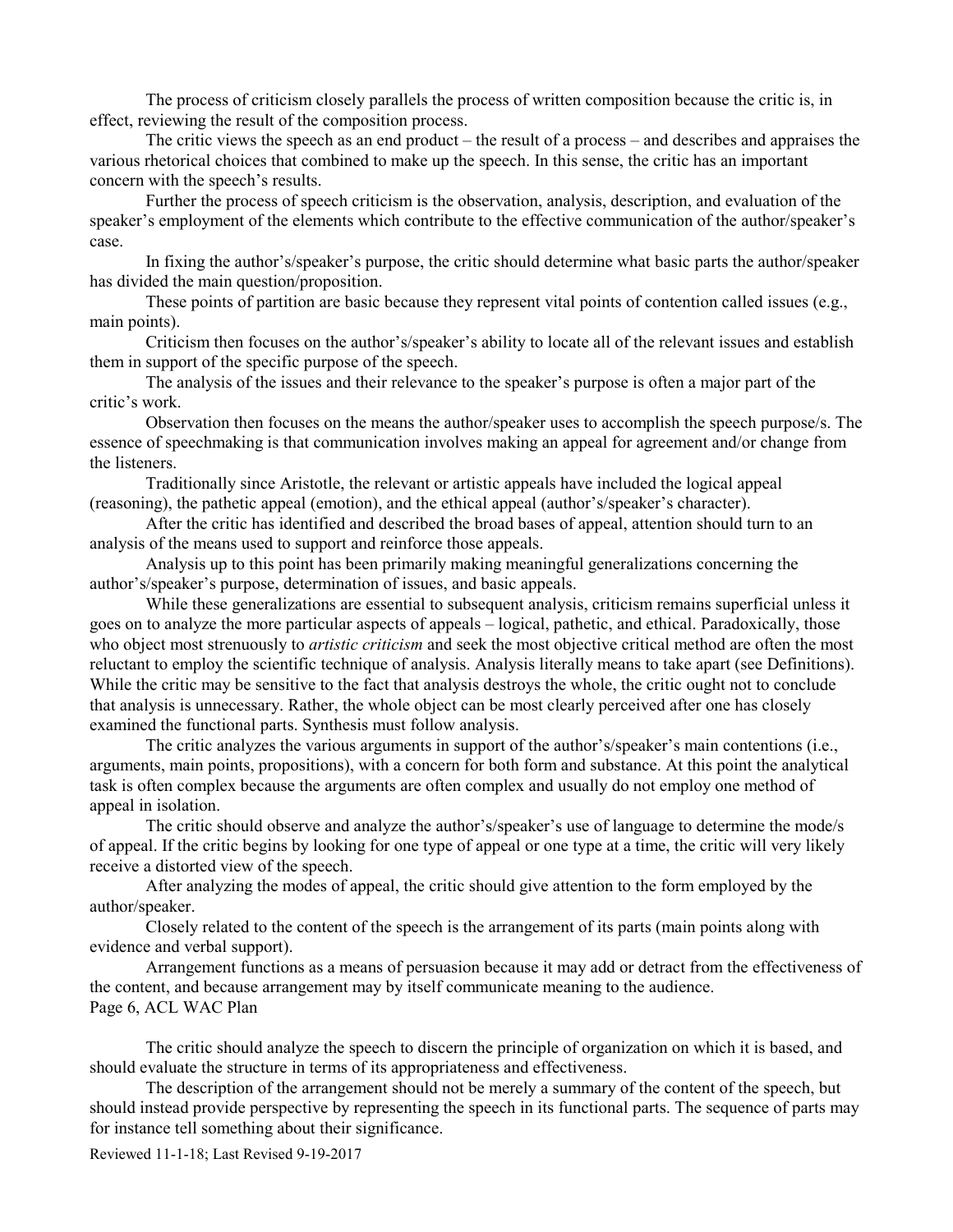The process of criticism closely parallels the process of written composition because the critic is, in effect, reviewing the result of the composition process.

The critic views the speech as an end product – the result of a process – and describes and appraises the various rhetorical choices that combined to make up the speech. In this sense, the critic has an important concern with the speech's results.

Further the process of speech criticism is the observation, analysis, description, and evaluation of the speaker's employment of the elements which contribute to the effective communication of the author/speaker's case.

In fixing the author's/speaker's purpose, the critic should determine what basic parts the author/speaker has divided the main question/proposition.

These points of partition are basic because they represent vital points of contention called issues (e.g., main points).

Criticism then focuses on the author's/speaker's ability to locate all of the relevant issues and establish them in support of the specific purpose of the speech.

The analysis of the issues and their relevance to the speaker's purpose is often a major part of the critic's work.

Observation then focuses on the means the author/speaker uses to accomplish the speech purpose/s. The essence of speechmaking is that communication involves making an appeal for agreement and/or change from the listeners.

Traditionally since Aristotle, the relevant or artistic appeals have included the logical appeal (reasoning), the pathetic appeal (emotion), and the ethical appeal (author's/speaker's character).

After the critic has identified and described the broad bases of appeal, attention should turn to an analysis of the means used to support and reinforce those appeals.

Analysis up to this point has been primarily making meaningful generalizations concerning the author's/speaker's purpose, determination of issues, and basic appeals.

While these generalizations are essential to subsequent analysis, criticism remains superficial unless it goes on to analyze the more particular aspects of appeals – logical, pathetic, and ethical. Paradoxically, those who object most strenuously to *artistic criticism* and seek the most objective critical method are often the most reluctant to employ the scientific technique of analysis. Analysis literally means to take apart (see Definitions). While the critic may be sensitive to the fact that analysis destroys the whole, the critic ought not to conclude that analysis is unnecessary. Rather, the whole object can be most clearly perceived after one has closely examined the functional parts. Synthesis must follow analysis.

The critic analyzes the various arguments in support of the author's/speaker's main contentions (i.e., arguments, main points, propositions), with a concern for both form and substance. At this point the analytical task is often complex because the arguments are often complex and usually do not employ one method of appeal in isolation.

The critic should observe and analyze the author's/speaker's use of language to determine the mode/s of appeal. If the critic begins by looking for one type of appeal or one type at a time, the critic will very likely receive a distorted view of the speech.

After analyzing the modes of appeal, the critic should give attention to the form employed by the author/speaker.

Closely related to the content of the speech is the arrangement of its parts (main points along with evidence and verbal support).

Arrangement functions as a means of persuasion because it may add or detract from the effectiveness of the content, and because arrangement may by itself communicate meaning to the audience.

The critic should analyze the speech to discern the principle of organization on which it is based, and should evaluate the structure in terms of its appropriateness and effectiveness.

The description of the arrangement should not be merely a summary of the content of the speech, but should instead provide perspective by representing the speech in its functional parts. The sequence of parts may for instance tell something about their significance.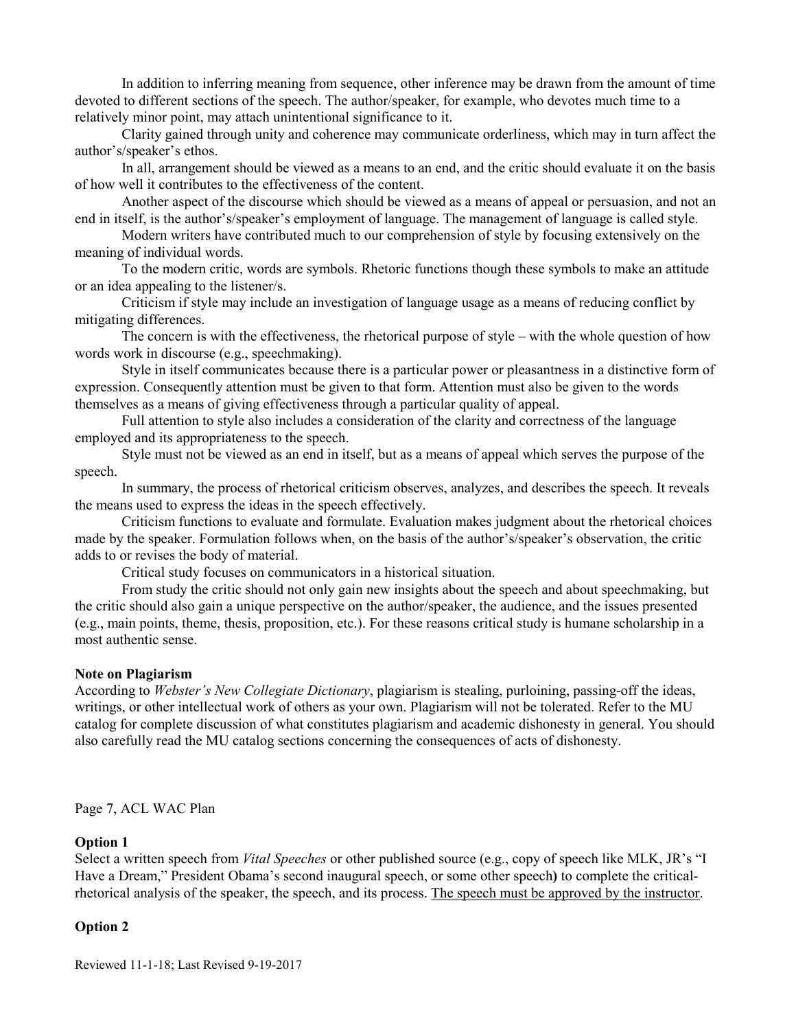In addition to inferring meaning from sequence, other inference may be drawn from the amount of time devoted to different sections of the speech. The author/speaker, for example, who devotes much time to a relatively minor point, may attach unintentional significance to it.

Clarity gained through unity and coherence may communicate orderliness, which may in turn affect the author's/speaker's ethos.

In all, arrangement should be viewed as a means to an end, and the critic should evaluate it on the basis of how well it contributes to the effectiveness of the content.

Another aspect of the discourse which should be viewed as a means of appeal or persuasion, and not an end in itself, is the author's/speaker's employment of language. The management of language is called style.

Modern writers have contributed much to our comprehension of style by focusing extensively on the meaning of individual words.

To the modern critic, words are symbols. Rhetoric functions though these symbols to make an attitude or an idea appealing to the listener/s.

Criticism if style may include an investigation of language usage as a means of reducing conflict by mitigating differences.

The concern is with the effectiveness, the rhetorical purpose of style – with the whole question of how words work in discourse (e.g., speechmaking).

Style in itself communicates because there is a particular power or pleasantness in a distinctive form of expression. Consequently attention must be given to that form. Attention must also be given to the words themselves as a means of giving effectiveness through a particular quality of appeal.

Full attention to style also includes a consideration of the clarity and correctness of the language employed and its appropriateness to the speech.

Style must not be viewed as an end in itself, but as a means of appeal which serves the purpose of the speech.

In summary, the process of rhetorical criticism observes, analyzes, and describes the speech. It reveals the means used to express the ideas in the speech effectively.

Criticism functions to evaluate and formulate. Evaluation makes judgment about the rhetorical choices made by the speaker. Formulation follows when, on the basis of the author's/speaker's observation, the critic adds to or revises the body of material.

Critical study focuses on communicators in a historical situation.

From study the critic should not only gain new insights about the speech and about speechmaking, but the critic should also gain a unique perspective on the author/speaker, the audience, and the issues presented (e.g., main points, theme, thesis, proposition, etc.). For these reasons critical study is humane scholarship in a most authentic sense.

**Note on Plagiarism**

According to *Webster's New Collegiate Dictionary*, plagiarism is stealing, purloining, passing-off the ideas, writings, or other intellectual work of others as your own. Plagiarism will not be tolerated. Refer to the MU catalog for complete discussion of what constitutes plagiarism and academic dishonesty in general. You should also carefully read the MU catalog sections concerning the consequences of acts of dishonesty.

Page 7, ACL WAC Plan

**Option 1**

Select a written speech from *Vital Speeches* or other published source (e.g., copy of speech like MLK, JR's "I Have a Dream," President Obama's second inaugural speech, or some other speech**)** to complete the critical-rhetorical analysis of the speaker, the speech, and its process. <u>The speech must be approved by the instructor</u>.

**Option 2**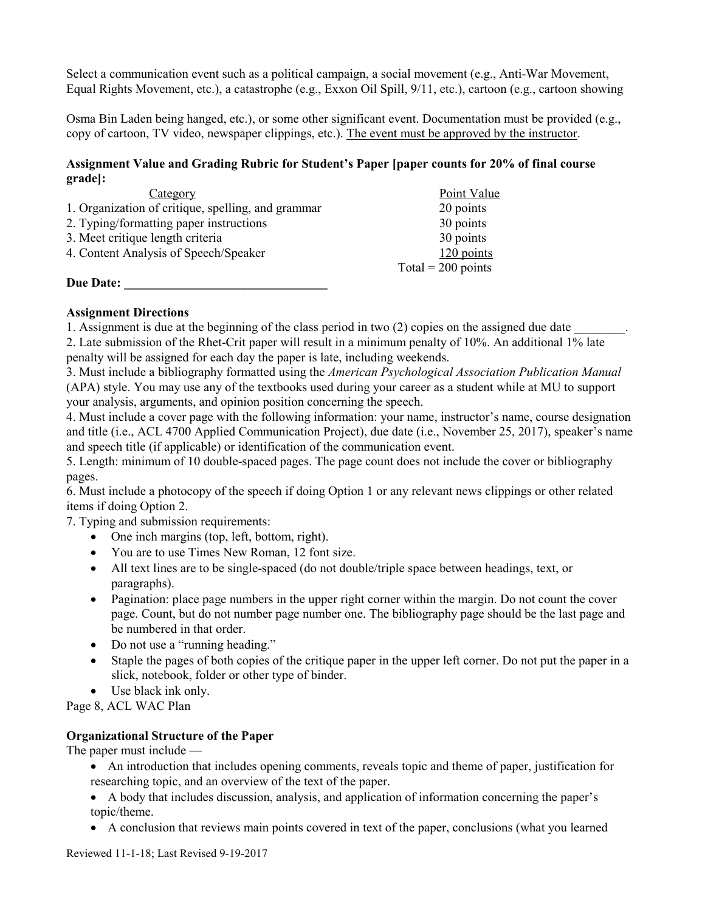Select a communication event such as a political campaign, a social movement (e.g., Anti-War Movement, Equal Rights Movement, etc.), a catastrophe (e.g., Exxon Oil Spill, 9/11, etc.), cartoon (e.g., cartoon showing

Osma Bin Laden being hanged, etc.), or some other significant event. Documentation must be provided (e.g., copy of cartoon, TV video, newspaper clippings, etc.). <u>The event must be approved by the instructor</u>.

**Assignment Value and Grading Rubric for Student's Paper [paper counts for 20% of final course grade]:**

| Category | Point Value |
|---|---|
| 1. Organization of critique, spelling, and grammar | 20 points |
| 2. Typing/formatting paper instructions | 30 points |
| 3. Meet critique length criteria | 30 points |
| 4. Content Analysis of Speech/Speaker | 120 points |
| | Total = 200 points |

**Due Date: ________________________________**

**Assignment Directions**

1. Assignment is due at the beginning of the class period in two (2) copies on the assigned due date ________.
2. Late submission of the Rhet-Crit paper will result in a minimum penalty of 10%. An additional 1% late penalty will be assigned for each day the paper is late, including weekends.
3. Must include a bibliography formatted using the *American Psychological Association Publication Manual* (APA) style. You may use any of the textbooks used during your career as a student while at MU to support your analysis, arguments, and opinion position concerning the speech.
4. Must include a cover page with the following information: your name, instructor's name, course designation and title (i.e., ACL 4700 Applied Communication Project), due date (i.e., November 25, 2017), speaker's name and speech title (if applicable) or identification of the communication event.
5. Length: minimum of 10 double-spaced pages. The page count does not include the cover or bibliography pages.
6. Must include a photocopy of the speech if doing Option 1 or any relevant news clippings or other related items if doing Option 2.
7. Typing and submission requirements:
   - One inch margins (top, left, bottom, right).
   - You are to use Times New Roman, 12 font size.
   - All text lines are to be single-spaced (do not double/triple space between headings, text, or paragraphs).
   - Pagination: place page numbers in the upper right corner within the margin. Do not count the cover page. Count, but do not number page number one. The bibliography page should be the last page and be numbered in that order.
   - Do not use a "running heading."
   - Staple the pages of both copies of the critique paper in the upper left corner. Do not put the paper in a slick, notebook, folder or other type of binder.
   - Use black ink only.

**Organizational Structure of the Paper**

The paper must include —

- An introduction that includes opening comments, reveals topic and theme of paper, justification for researching topic, and an overview of the text of the paper.
- A body that includes discussion, analysis, and application of information concerning the paper's topic/theme.
- A conclusion that reviews main points covered in text of the paper, conclusions (what you learned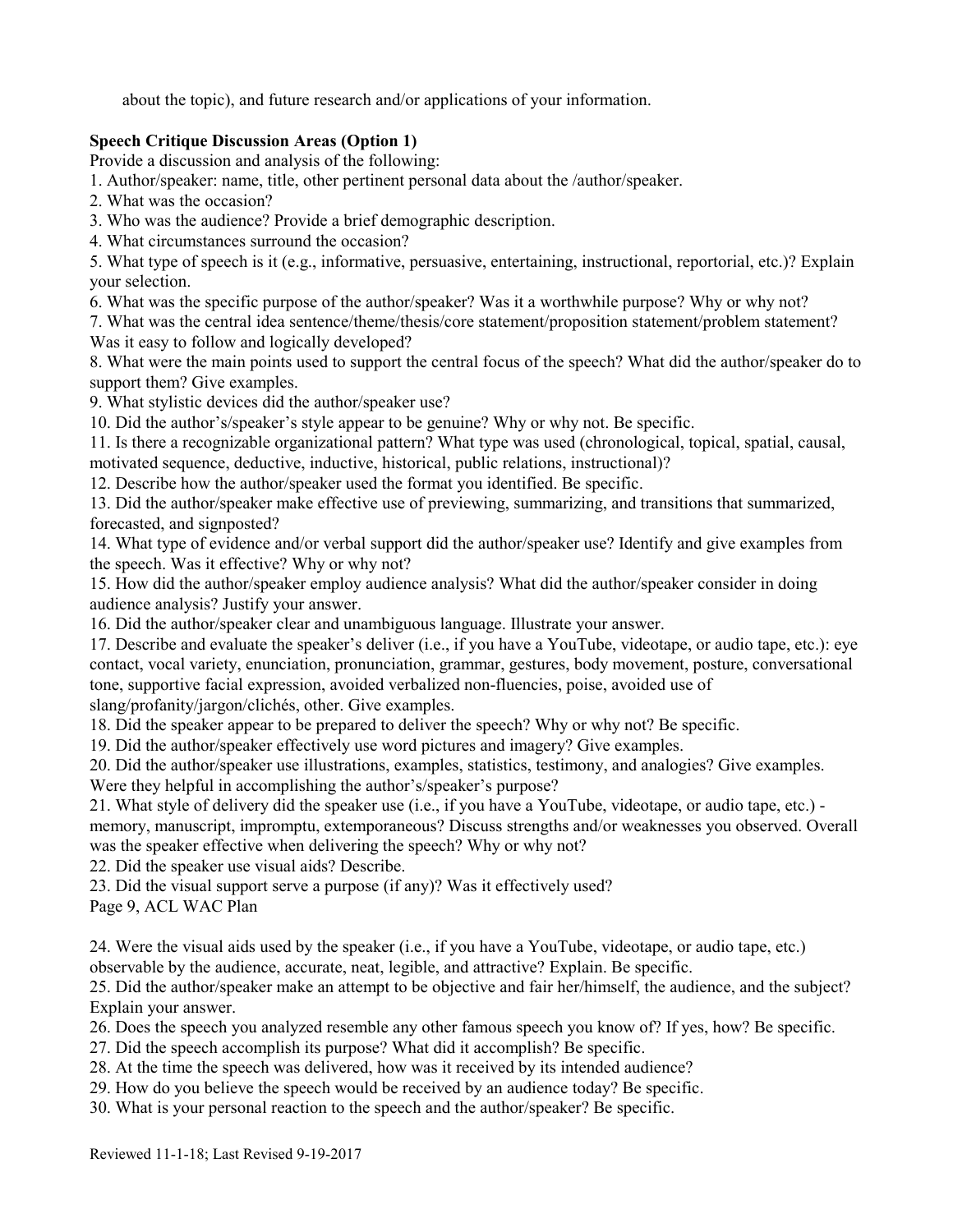about the topic), and future research and/or applications of your information.

**Speech Critique Discussion Areas (Option 1)**

Provide a discussion and analysis of the following:

1. Author/speaker: name, title, other pertinent personal data about the /author/speaker.
2. What was the occasion?
3. Who was the audience? Provide a brief demographic description.
4. What circumstances surround the occasion?
5. What type of speech is it (e.g., informative, persuasive, entertaining, instructional, reportorial, etc.)? Explain your selection.
6. What was the specific purpose of the author/speaker? Was it a worthwhile purpose? Why or why not?
7. What was the central idea sentence/theme/thesis/core statement/proposition statement/problem statement? Was it easy to follow and logically developed?
8. What were the main points used to support the central focus of the speech? What did the author/speaker do to support them? Give examples.
9. What stylistic devices did the author/speaker use?
10. Did the author's/speaker's style appear to be genuine? Why or why not. Be specific.
11. Is there a recognizable organizational pattern? What type was used (chronological, topical, spatial, causal, motivated sequence, deductive, inductive, historical, public relations, instructional)?
12. Describe how the author/speaker used the format you identified. Be specific.
13. Did the author/speaker make effective use of previewing, summarizing, and transitions that summarized, forecasted, and signposted?
14. What type of evidence and/or verbal support did the author/speaker use? Identify and give examples from the speech. Was it effective? Why or why not?
15. How did the author/speaker employ audience analysis? What did the author/speaker consider in doing audience analysis? Justify your answer.
16. Did the author/speaker clear and unambiguous language. Illustrate your answer.
17. Describe and evaluate the speaker's deliver (i.e., if you have a YouTube, videotape, or audio tape, etc.): eye contact, vocal variety, enunciation, pronunciation, grammar, gestures, body movement, posture, conversational tone, supportive facial expression, avoided verbalized non-fluencies, poise, avoided use of slang/profanity/jargon/clichés, other. Give examples.
18. Did the speaker appear to be prepared to deliver the speech? Why or why not? Be specific.
19. Did the author/speaker effectively use word pictures and imagery? Give examples.
20. Did the author/speaker use illustrations, examples, statistics, testimony, and analogies? Give examples. Were they helpful in accomplishing the author's/speaker's purpose?
21. What style of delivery did the speaker use (i.e., if you have a YouTube, videotape, or audio tape, etc.) - memory, manuscript, impromptu, extemporaneous? Discuss strengths and/or weaknesses you observed. Overall was the speaker effective when delivering the speech? Why or why not?
22. Did the speaker use visual aids? Describe.
23. Did the visual support serve a purpose (if any)? Was it effectively used?
24. Were the visual aids used by the speaker (i.e., if you have a YouTube, videotape, or audio tape, etc.) observable by the audience, accurate, neat, legible, and attractive? Explain. Be specific.
25. Did the author/speaker make an attempt to be objective and fair her/himself, the audience, and the subject? Explain your answer.
26. Does the speech you analyzed resemble any other famous speech you know of? If yes, how? Be specific.
27. Did the speech accomplish its purpose? What did it accomplish? Be specific.
28. At the time the speech was delivered, how was it received by its intended audience?
29. How do you believe the speech would be received by an audience today? Be specific.
30. What is your personal reaction to the speech and the author/speaker? Be specific.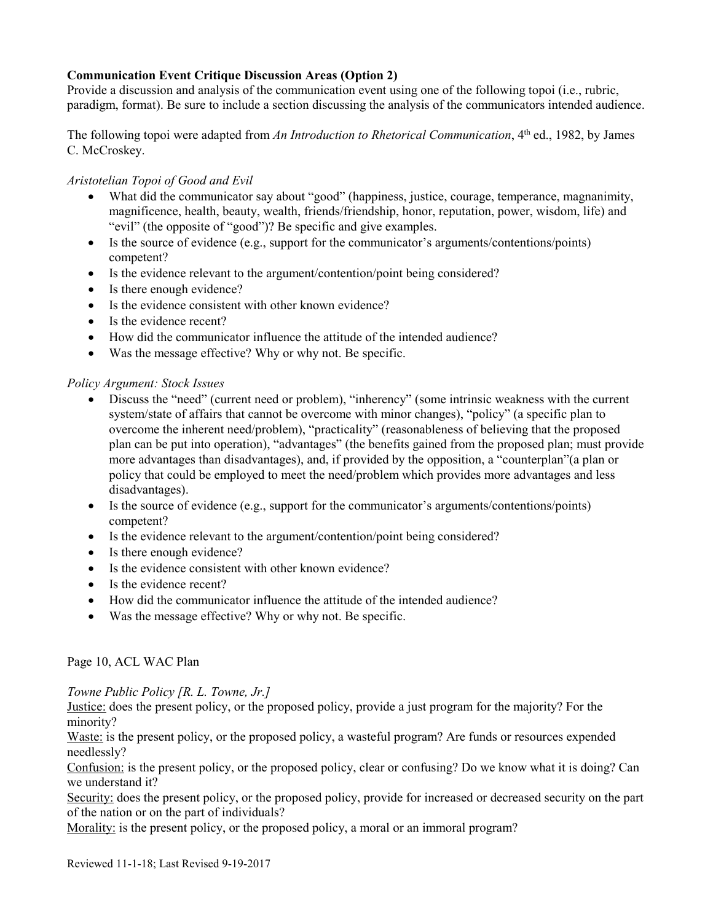**Communication Event Critique Discussion Areas (Option 2)**

Provide a discussion and analysis of the communication event using one of the following topoi (i.e., rubric, paradigm, format). Be sure to include a section discussing the analysis of the communicators intended audience.

The following topoi were adapted from *An Introduction to Rhetorical Communication*, 4th ed., 1982, by James C. McCroskey.

*Aristotelian Topoi of Good and Evil*

- What did the communicator say about "good" (happiness, justice, courage, temperance, magnanimity, magnificence, health, beauty, wealth, friends/friendship, honor, reputation, power, wisdom, life) and "evil" (the opposite of "good")? Be specific and give examples.
- Is the source of evidence (e.g., support for the communicator's arguments/contentions/points) competent?
- Is the evidence relevant to the argument/contention/point being considered?
- Is there enough evidence?
- Is the evidence consistent with other known evidence?
- Is the evidence recent?
- How did the communicator influence the attitude of the intended audience?
- Was the message effective? Why or why not. Be specific.

*Policy Argument: Stock Issues*

- Discuss the "need" (current need or problem), "inherency" (some intrinsic weakness with the current system/state of affairs that cannot be overcome with minor changes), "policy" (a specific plan to overcome the inherent need/problem), "practicality" (reasonableness of believing that the proposed plan can be put into operation), "advantages" (the benefits gained from the proposed plan; must provide more advantages than disadvantages), and, if provided by the opposition, a "counterplan"(a plan or policy that could be employed to meet the need/problem which provides more advantages and less disadvantages).
- Is the source of evidence (e.g., support for the communicator's arguments/contentions/points) competent?
- Is the evidence relevant to the argument/contention/point being considered?
- Is there enough evidence?
- Is the evidence consistent with other known evidence?
- Is the evidence recent?
- How did the communicator influence the attitude of the intended audience?
- Was the message effective? Why or why not. Be specific.

*Towne Public Policy [R. L. Towne, Jr.]*

<u>Justice:</u> does the present policy, or the proposed policy, provide a just program for the majority? For the minority?

<u>Waste:</u> is the present policy, or the proposed policy, a wasteful program? Are funds or resources expended needlessly?

<u>Confusion:</u> is the present policy, or the proposed policy, clear or confusing? Do we know what it is doing? Can we understand it?

<u>Security:</u> does the present policy, or the proposed policy, provide for increased or decreased security on the part of the nation or on the part of individuals?

<u>Morality:</u> is the present policy, or the proposed policy, a moral or an immoral program?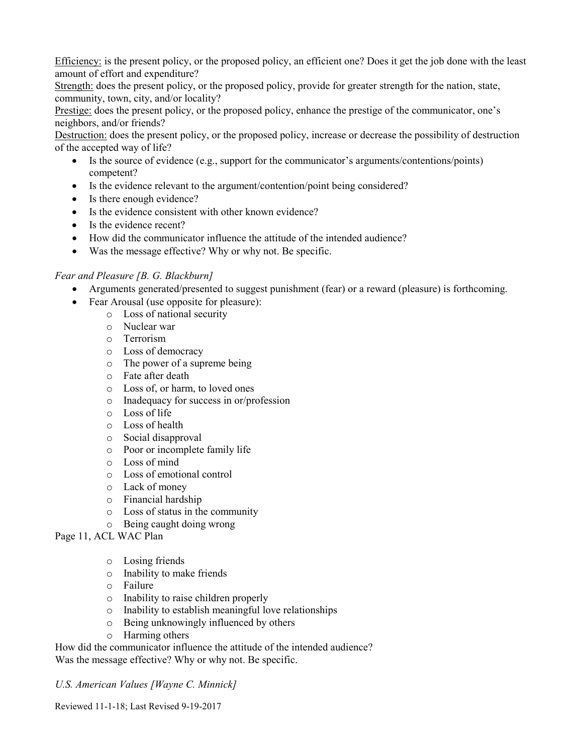<u>Efficiency:</u> is the present policy, or the proposed policy, an efficient one? Does it get the job done with the least amount of effort and expenditure?
<u>Strength:</u> does the present policy, or the proposed policy, provide for greater strength for the nation, state, community, town, city, and/or locality?
<u>Prestige:</u> does the present policy, or the proposed policy, enhance the prestige of the communicator, one's neighbors, and/or friends?
<u>Destruction:</u> does the present policy, or the proposed policy, increase or decrease the possibility of destruction of the accepted way of life?

- Is the source of evidence (e.g., support for the communicator's arguments/contentions/points) competent?
- Is the evidence relevant to the argument/contention/point being considered?
- Is there enough evidence?
- Is the evidence consistent with other known evidence?
- Is the evidence recent?
- How did the communicator influence the attitude of the intended audience?
- Was the message effective? Why or why not. Be specific.

*Fear and Pleasure [B. G. Blackburn]*

- Arguments generated/presented to suggest punishment (fear) or a reward (pleasure) is forthcoming.
- Fear Arousal (use opposite for pleasure):
  - Loss of national security
  - Nuclear war
  - Terrorism
  - Loss of democracy
  - The power of a supreme being
  - Fate after death
  - Loss of, or harm, to loved ones
  - Inadequacy for success in or/profession
  - Loss of life
  - Loss of health
  - Social disapproval
  - Poor or incomplete family life
  - Loss of mind
  - Loss of emotional control
  - Lack of money
  - Financial hardship
  - Loss of status in the community
  - Being caught doing wrong
  - Losing friends
  - Inability to make friends
  - Failure
  - Inability to raise children properly
  - Inability to establish meaningful love relationships
  - Being unknowingly influenced by others
  - Harming others

How did the communicator influence the attitude of the intended audience?
Was the message effective? Why or why not. Be specific.

*U.S. American Values [Wayne C. Minnick]*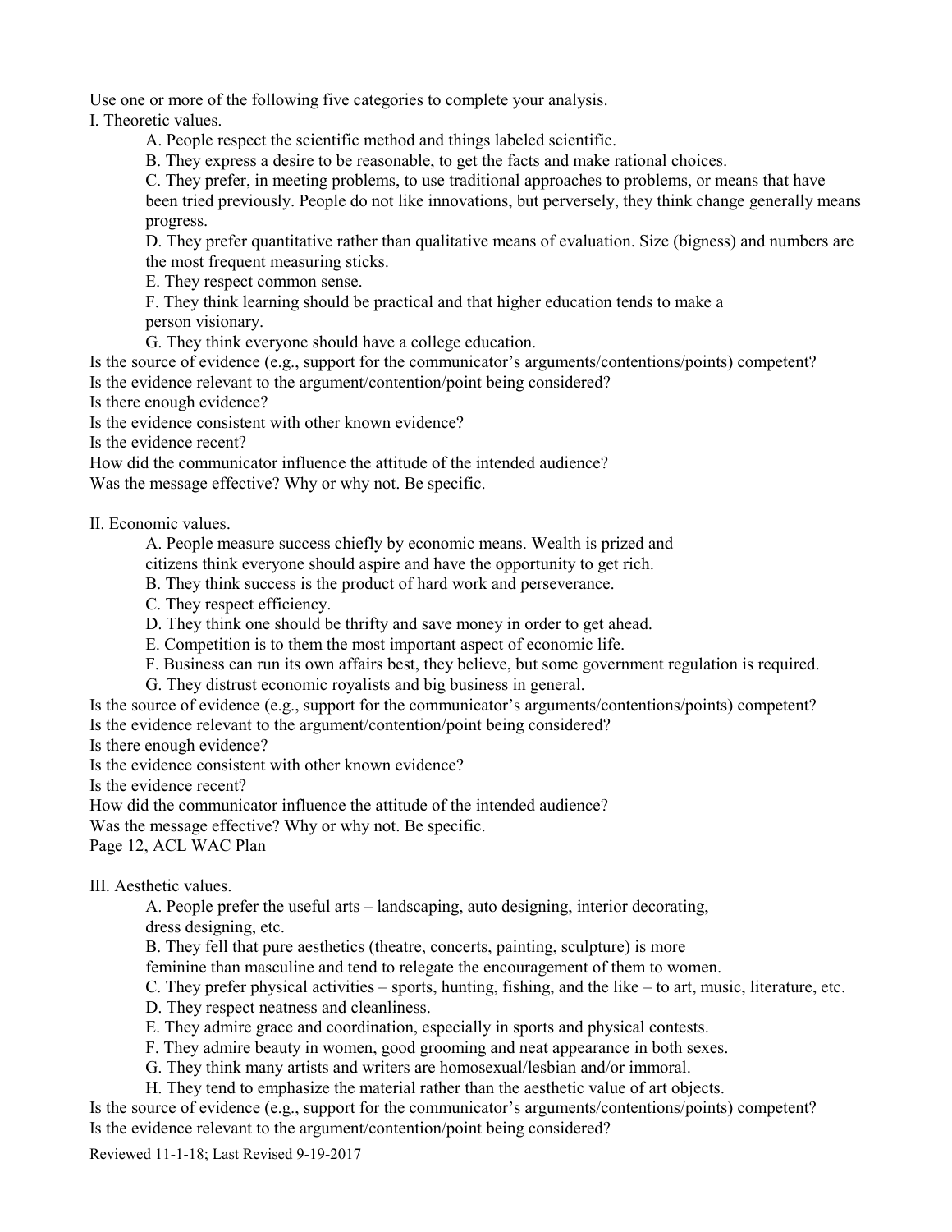Use one or more of the following five categories to complete your analysis.

I. Theoretic values.

A. People respect the scientific method and things labeled scientific.

B. They express a desire to be reasonable, to get the facts and make rational choices.

C. They prefer, in meeting problems, to use traditional approaches to problems, or means that have been tried previously. People do not like innovations, but perversely, they think change generally means progress.

D. They prefer quantitative rather than qualitative means of evaluation. Size (bigness) and numbers are the most frequent measuring sticks.

E. They respect common sense.

F. They think learning should be practical and that higher education tends to make a person visionary.

G. They think everyone should have a college education.

Is the source of evidence (e.g., support for the communicator's arguments/contentions/points) competent?
Is the evidence relevant to the argument/contention/point being considered?
Is there enough evidence?
Is the evidence consistent with other known evidence?
Is the evidence recent?
How did the communicator influence the attitude of the intended audience?
Was the message effective? Why or why not. Be specific.

II. Economic values.

A. People measure success chiefly by economic means. Wealth is prized and citizens think everyone should aspire and have the opportunity to get rich.

B. They think success is the product of hard work and perseverance.

C. They respect efficiency.

D. They think one should be thrifty and save money in order to get ahead.

E. Competition is to them the most important aspect of economic life.

F. Business can run its own affairs best, they believe, but some government regulation is required.

G. They distrust economic royalists and big business in general.

Is the source of evidence (e.g., support for the communicator's arguments/contentions/points) competent?
Is the evidence relevant to the argument/contention/point being considered?
Is there enough evidence?
Is the evidence consistent with other known evidence?
Is the evidence recent?
How did the communicator influence the attitude of the intended audience?
Was the message effective? Why or why not. Be specific.

III. Aesthetic values.

A. People prefer the useful arts – landscaping, auto designing, interior decorating, dress designing, etc.

B. They fell that pure aesthetics (theatre, concerts, painting, sculpture) is more feminine than masculine and tend to relegate the encouragement of them to women.

C. They prefer physical activities – sports, hunting, fishing, and the like – to art, music, literature, etc.

D. They respect neatness and cleanliness.

E. They admire grace and coordination, especially in sports and physical contests.

F. They admire beauty in women, good grooming and neat appearance in both sexes.

G. They think many artists and writers are homosexual/lesbian and/or immoral.

H. They tend to emphasize the material rather than the aesthetic value of art objects.

Is the source of evidence (e.g., support for the communicator's arguments/contentions/points) competent?
Is the evidence relevant to the argument/contention/point being considered?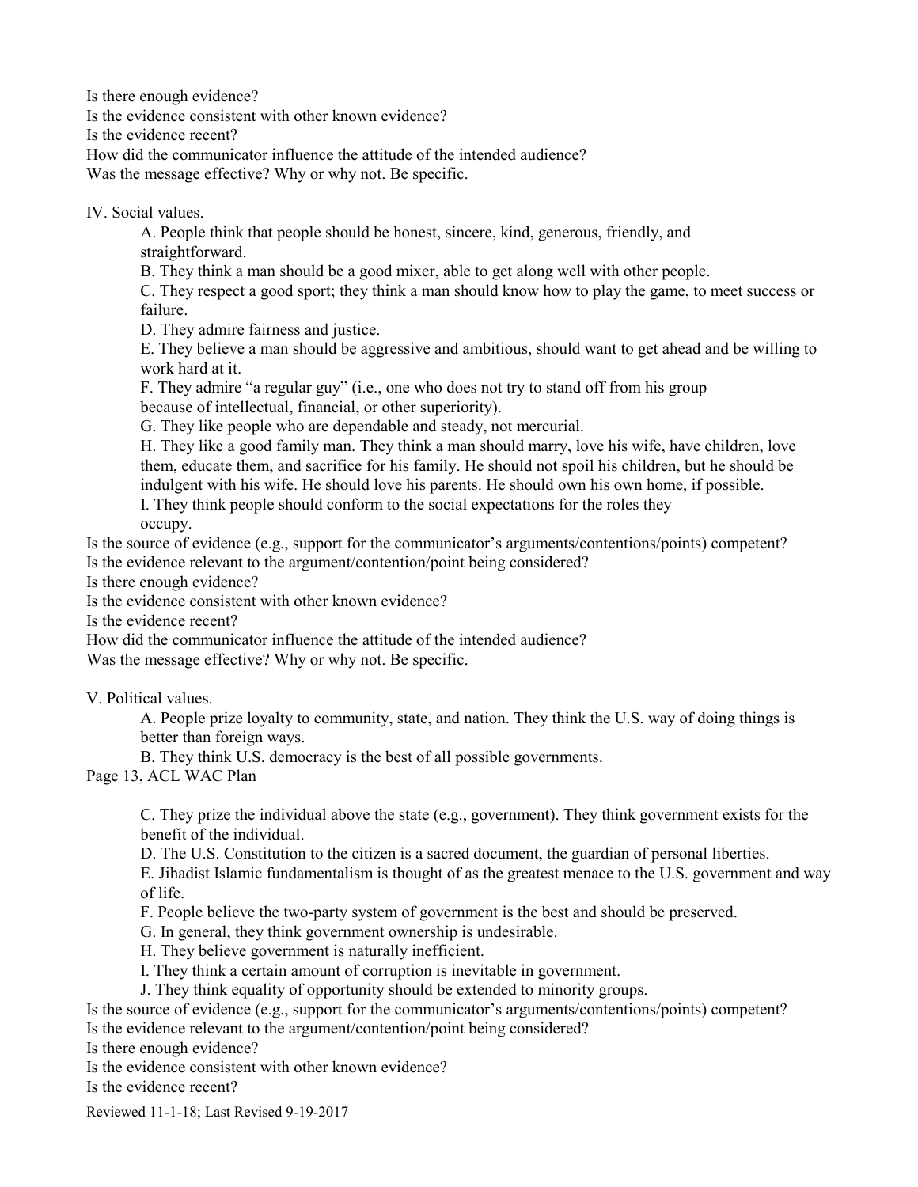Is there enough evidence?
Is the evidence consistent with other known evidence?
Is the evidence recent?
How did the communicator influence the attitude of the intended audience?
Was the message effective? Why or why not. Be specific.

IV. Social values.

A. People think that people should be honest, sincere, kind, generous, friendly, and straightforward.

B. They think a man should be a good mixer, able to get along well with other people.

C. They respect a good sport; they think a man should know how to play the game, to meet success or failure.

D. They admire fairness and justice.

E. They believe a man should be aggressive and ambitious, should want to get ahead and be willing to work hard at it.

F. They admire "a regular guy" (i.e., one who does not try to stand off from his group because of intellectual, financial, or other superiority).

G. They like people who are dependable and steady, not mercurial.

H. They like a good family man. They think a man should marry, love his wife, have children, love them, educate them, and sacrifice for his family. He should not spoil his children, but he should be indulgent with his wife. He should love his parents. He should own his own home, if possible.

I. They think people should conform to the social expectations for the roles they occupy.

Is the source of evidence (e.g., support for the communicator's arguments/contentions/points) competent?
Is the evidence relevant to the argument/contention/point being considered?
Is there enough evidence?
Is the evidence consistent with other known evidence?
Is the evidence recent?
How did the communicator influence the attitude of the intended audience?
Was the message effective? Why or why not. Be specific.

V. Political values.

A. People prize loyalty to community, state, and nation. They think the U.S. way of doing things is better than foreign ways.

B. They think U.S. democracy is the best of all possible governments.

C. They prize the individual above the state (e.g., government). They think government exists for the benefit of the individual.

D. The U.S. Constitution to the citizen is a sacred document, the guardian of personal liberties.

E. Jihadist Islamic fundamentalism is thought of as the greatest menace to the U.S. government and way of life.

F. People believe the two-party system of government is the best and should be preserved.

G. In general, they think government ownership is undesirable.

H. They believe government is naturally inefficient.

I. They think a certain amount of corruption is inevitable in government.

J. They think equality of opportunity should be extended to minority groups.

Is the source of evidence (e.g., support for the communicator's arguments/contentions/points) competent?
Is the evidence relevant to the argument/contention/point being considered?
Is there enough evidence?
Is the evidence consistent with other known evidence?
Is the evidence recent?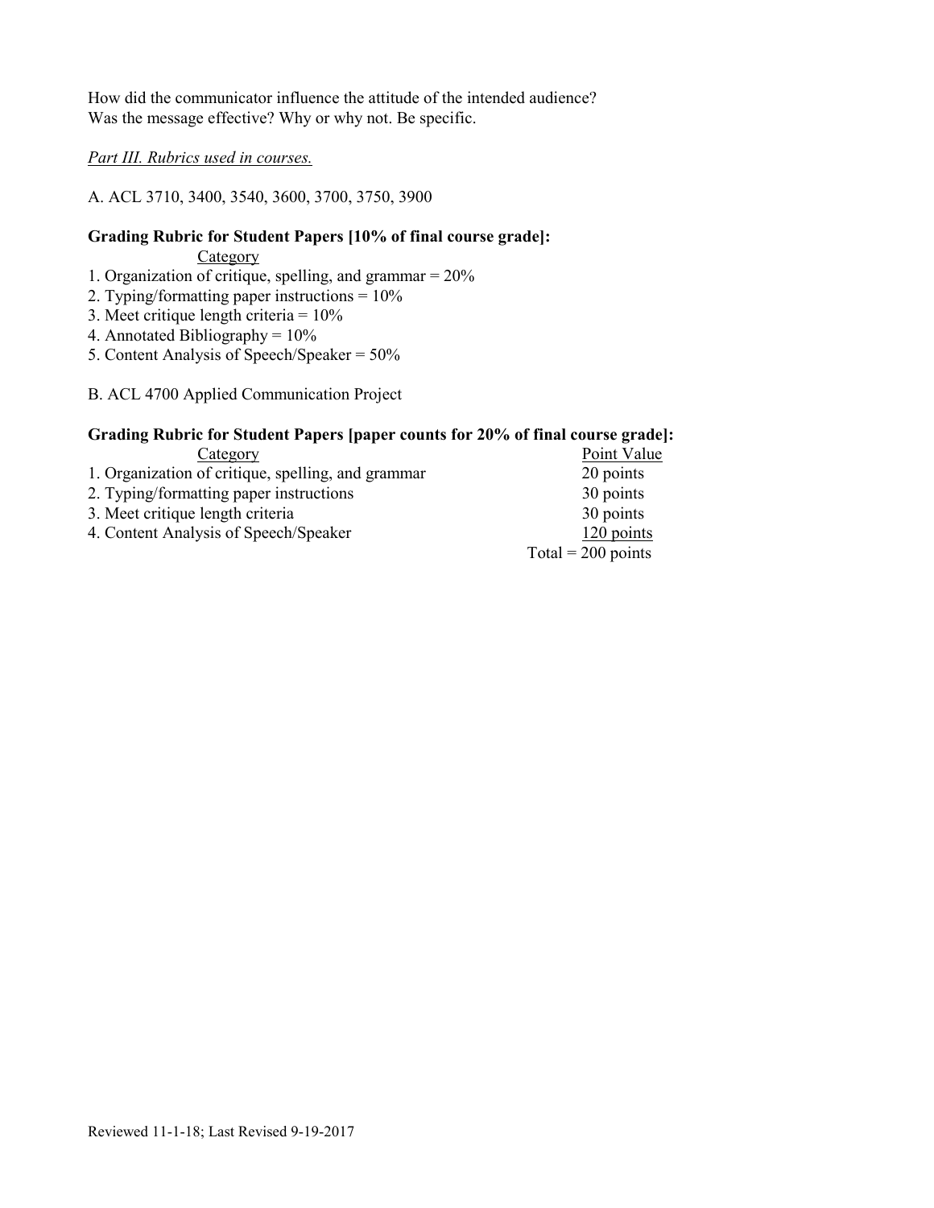How did the communicator influence the attitude of the intended audience?
Was the message effective? Why or why not. Be specific.

*Part III. Rubrics used in courses.*

A. ACL 3710, 3400, 3540, 3600, 3700, 3750, 3900

**Grading Rubric for Student Papers [10% of final course grade]:**

Category

1. Organization of critique, spelling, and grammar = 20%
2. Typing/formatting paper instructions = 10%
3. Meet critique length criteria = 10%
4. Annotated Bibliography = 10%
5. Content Analysis of Speech/Speaker = 50%

B. ACL 4700 Applied Communication Project

**Grading Rubric for Student Papers [paper counts for 20% of final course grade]:**

| Category | Point Value |
|---|---|
| 1. Organization of critique, spelling, and grammar | 20 points |
| 2. Typing/formatting paper instructions | 30 points |
| 3. Meet critique length criteria | 30 points |
| 4. Content Analysis of Speech/Speaker | 120 points |
| | Total = 200 points |

Reviewed 11-1-18; Last Revised 9-19-2017